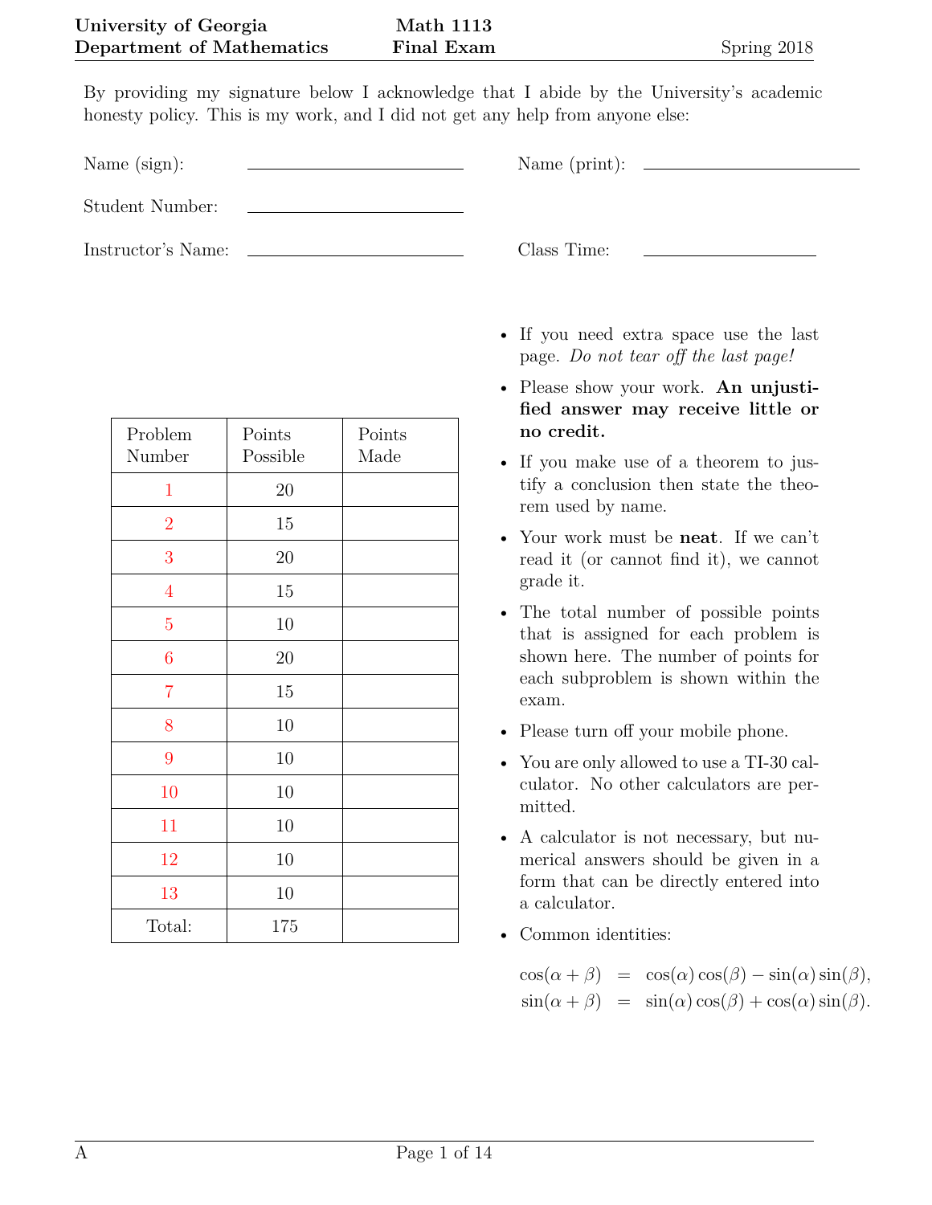**University of Georgia** **Math 1113**
**Department of Mathematics** **Final Exam** Spring 2018

By providing my signature below I acknowledge that I abide by the University's academic honesty policy. This is my work, and I did not get any help from anyone else:

Name (sign): ______________________ Name (print): ______________________

Student Number: ______________________

Instructor's Name: ______________________ Class Time: __________________

- If you need extra space use the last page. *Do not tear off the last page!*
- Please show your work. **An unjustified answer may receive little or no credit.**
- If you make use of a theorem to justify a conclusion then state the theorem used by name.
- Your work must be **neat**. If we can't read it (or cannot find it), we cannot grade it.
- The total number of possible points that is assigned for each problem is shown here. The number of points for each subproblem is shown within the exam.
- Please turn off your mobile phone.
- You are only allowed to use a TI-30 calculator. No other calculators are permitted.
- A calculator is not necessary, but numerical answers should be given in a form that can be directly entered into a calculator.
- Common identities:

$$\cos(\alpha+\beta) = \cos(\alpha)\cos(\beta) - \sin(\alpha)\sin(\beta),$$
$$\sin(\alpha+\beta) = \sin(\alpha)\cos(\beta) + \cos(\alpha)\sin(\beta).$$

| Problem Number | Points Possible | Points Made |
|---|---|---|
| 1 | 20 | |
| 2 | 15 | |
| 3 | 20 | |
| 4 | 15 | |
| 5 | 10 | |
| 6 | 20 | |
| 7 | 15 | |
| 8 | 10 | |
| 9 | 10 | |
| 10 | 10 | |
| 11 | 10 | |
| 12 | 10 | |
| 13 | 10 | |
| Total: | 175 | |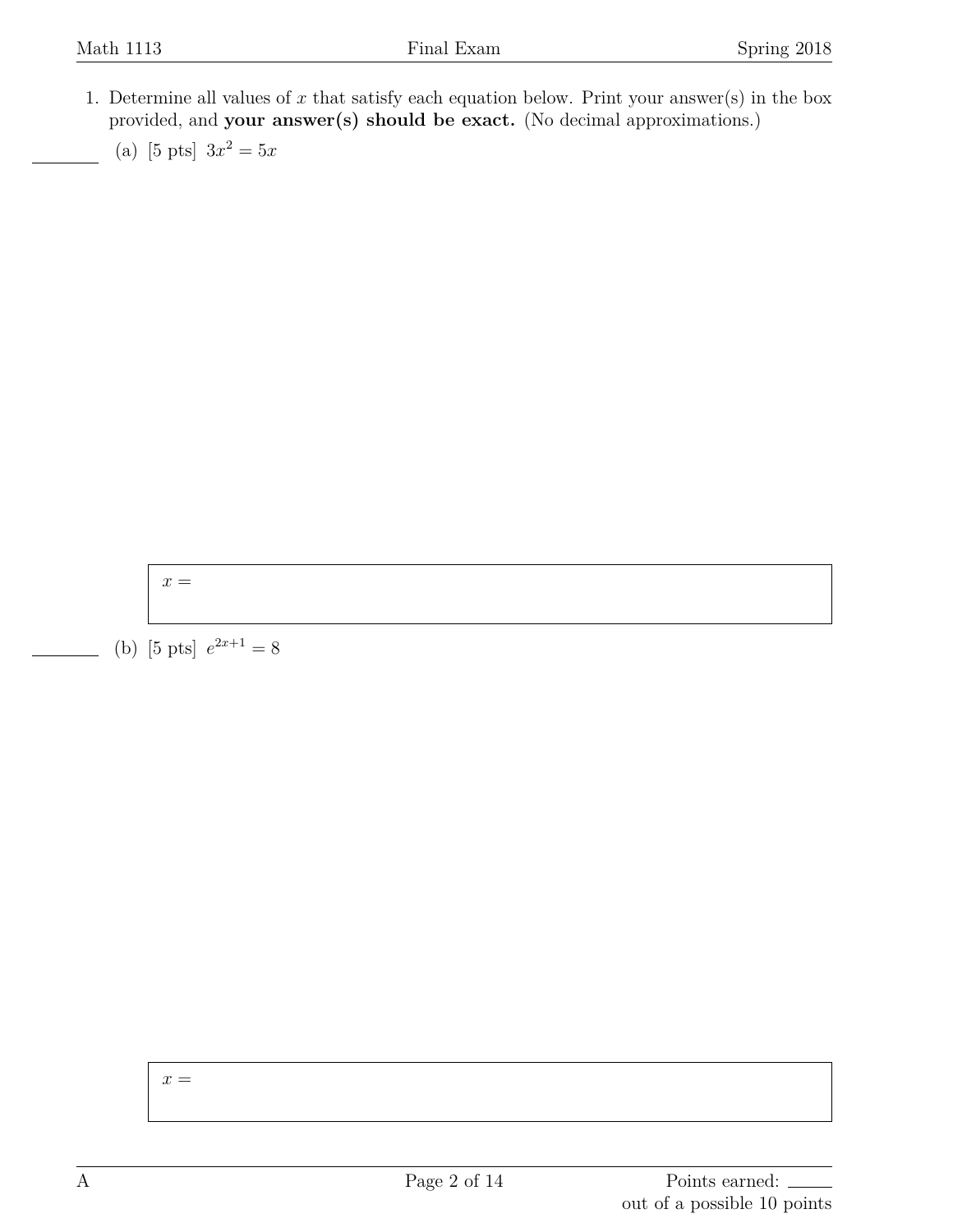1. Determine all values of $x$ that satisfy each equation below. Print your answer(s) in the box provided, and **your answer(s) should be exact.** (No decimal approximations.)

   (a) [5 pts] $3x^2 = 5x$

   $x =$

   (b) [5 pts] $e^{2x+1} = 8$

   $x =$

Points earned: ______ out of a possible 10 points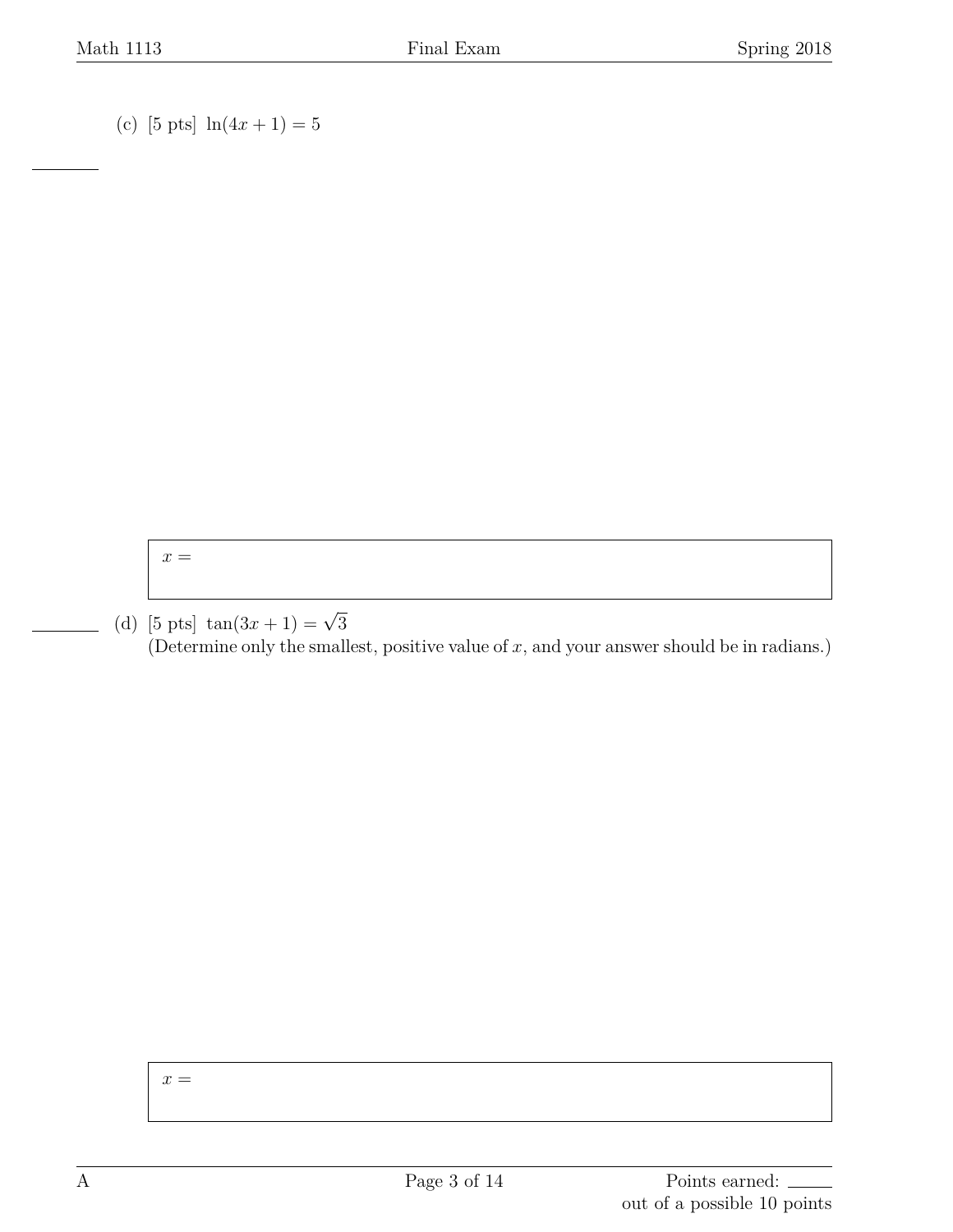(c) [5 pts] $\ln(4x + 1) = 5$

$x =$

(d) [5 pts] $\tan(3x + 1) = \sqrt{3}$
(Determine only the smallest, positive value of $x$, and your answer should be in radians.)

$x =$

A

Points earned: ______
out of a possible 10 points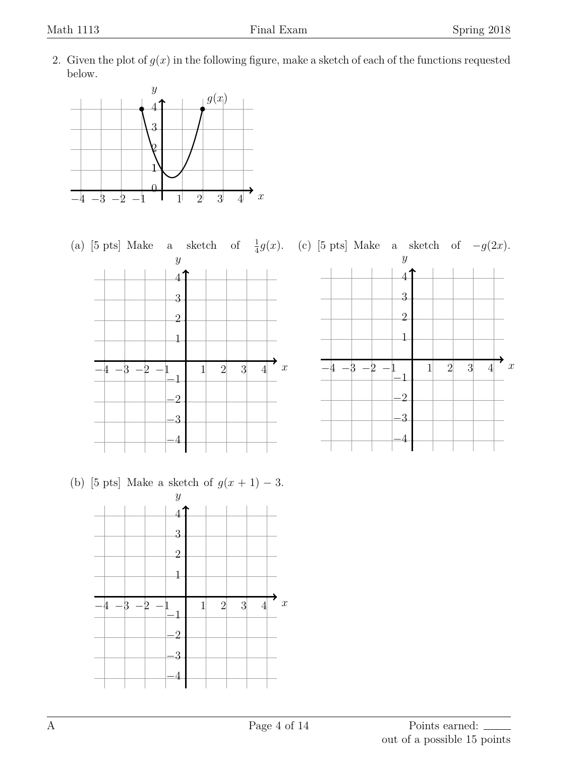2. Given the plot of $g(x)$ in the following figure, make a sketch of each of the functions requested below.

(a) [5 pts] Make a sketch of $\frac{1}{4}g(x)$.

(c) [5 pts] Make a sketch of $-g(2x)$.

(b) [5 pts] Make a sketch of $g(x + 1) - 3$.

Points earned: ______ out of a possible 15 points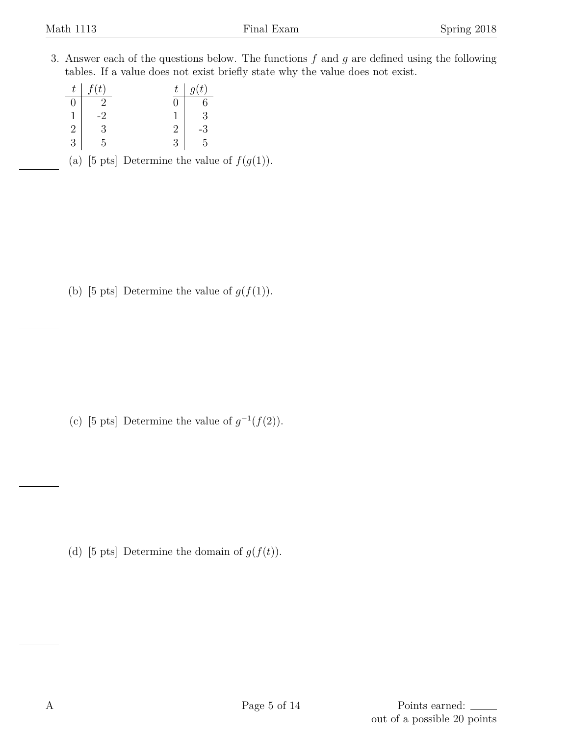3. Answer each of the questions below. The functions $f$ and $g$ are defined using the following tables. If a value does not exist briefly state why the value does not exist.

| $t$ | $f(t)$ |
|---|---|
| 0 | 2 |
| 1 | -2 |
| 2 | 3 |
| 3 | 5 |

| $t$ | $g(t)$ |
|---|---|
| 0 | 6 |
| 1 | 3 |
| 2 | -3 |
| 3 | 5 |

(a) [5 pts] Determine the value of $f(g(1))$.

(b) [5 pts] Determine the value of $g(f(1))$.

(c) [5 pts] Determine the value of $g^{-1}(f(2))$.

(d) [5 pts] Determine the domain of $g(f(t))$.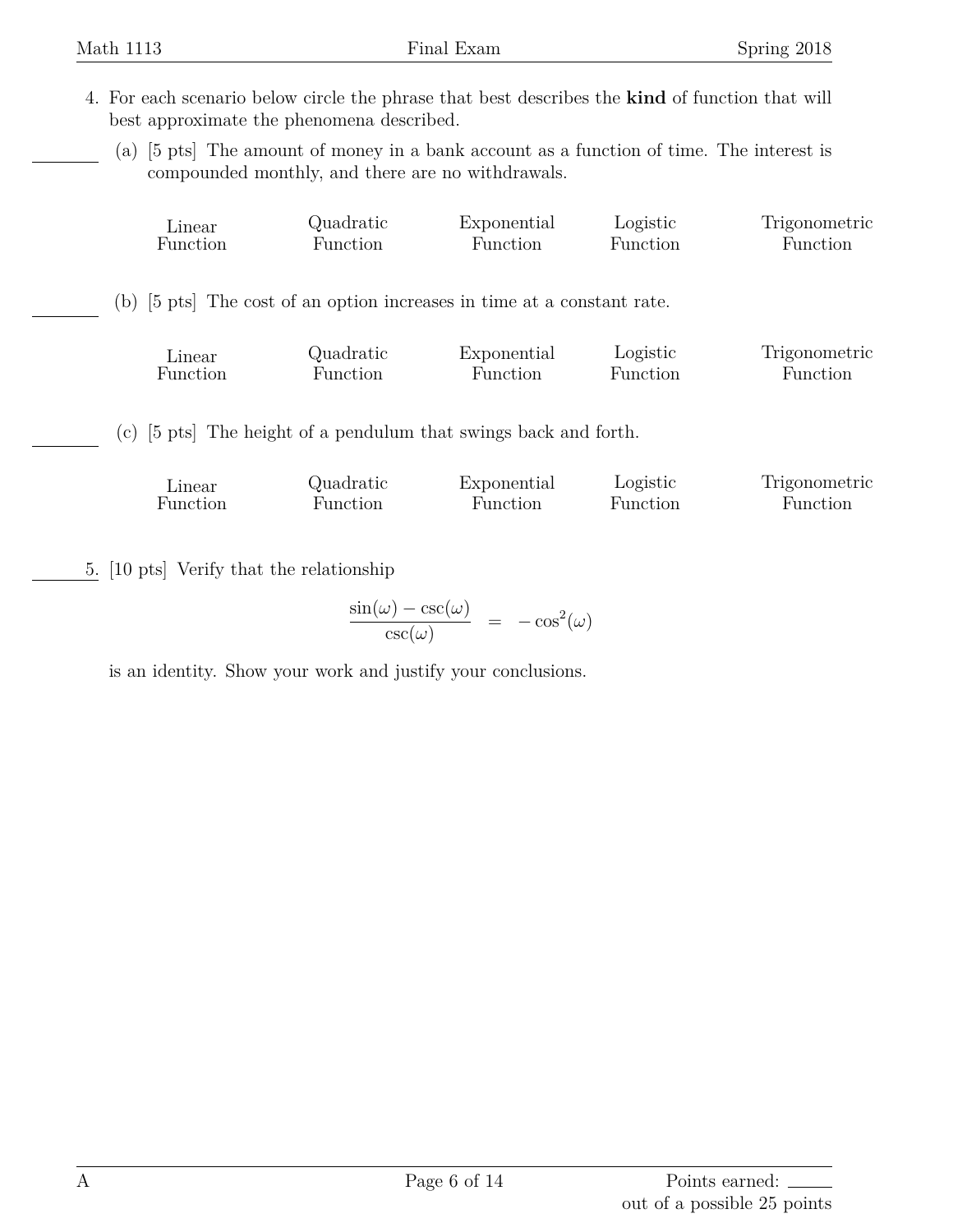4. For each scenario below circle the phrase that best describes the **kind** of function that will best approximate the phenomena described.

   (a) [5 pts] The amount of money in a bank account as a function of time. The interest is compounded monthly, and there are no withdrawals.

   | Linear Function | Quadratic Function | Exponential Function | Logistic Function | Trigonometric Function |
   |---|---|---|---|---|

   (b) [5 pts] The cost of an option increases in time at a constant rate.

   | Linear Function | Quadratic Function | Exponential Function | Logistic Function | Trigonometric Function |
   |---|---|---|---|---|

   (c) [5 pts] The height of a pendulum that swings back and forth.

   | Linear Function | Quadratic Function | Exponential Function | Logistic Function | Trigonometric Function |
   |---|---|---|---|---|

5. [10 pts] Verify that the relationship

$$\frac{\sin(\omega) - \csc(\omega)}{\csc(\omega)} \quad = \quad -\cos^2(\omega)$$

is an identity. Show your work and justify your conclusions.

Points earned: ______ out of a possible 25 points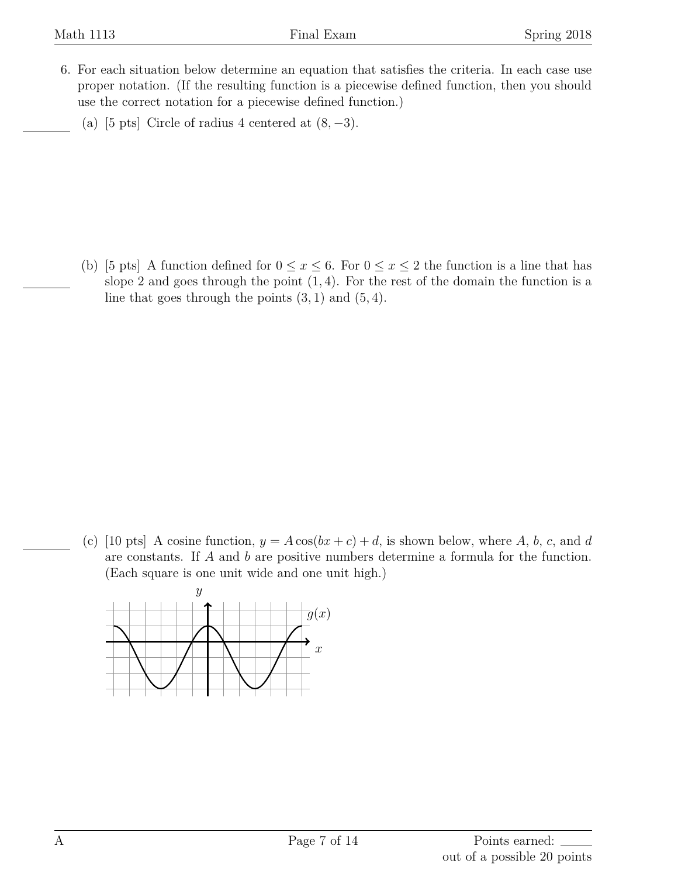6. For each situation below determine an equation that satisfies the criteria. In each case use proper notation. (If the resulting function is a piecewise defined function, then you should use the correct notation for a piecewise defined function.)

   (a) [5 pts] Circle of radius 4 centered at $(8, -3)$.

   (b) [5 pts] A function defined for $0 \leq x \leq 6$. For $0 \leq x \leq 2$ the function is a line that has slope 2 and goes through the point $(1, 4)$. For the rest of the domain the function is a line that goes through the points $(3, 1)$ and $(5, 4)$.

   (c) [10 pts] A cosine function, $y = A\cos(bx + c) + d$, is shown below, where $A$, $b$, $c$, and $d$ are constants. If $A$ and $b$ are positive numbers determine a formula for the function. (Each square is one unit wide and one unit high.)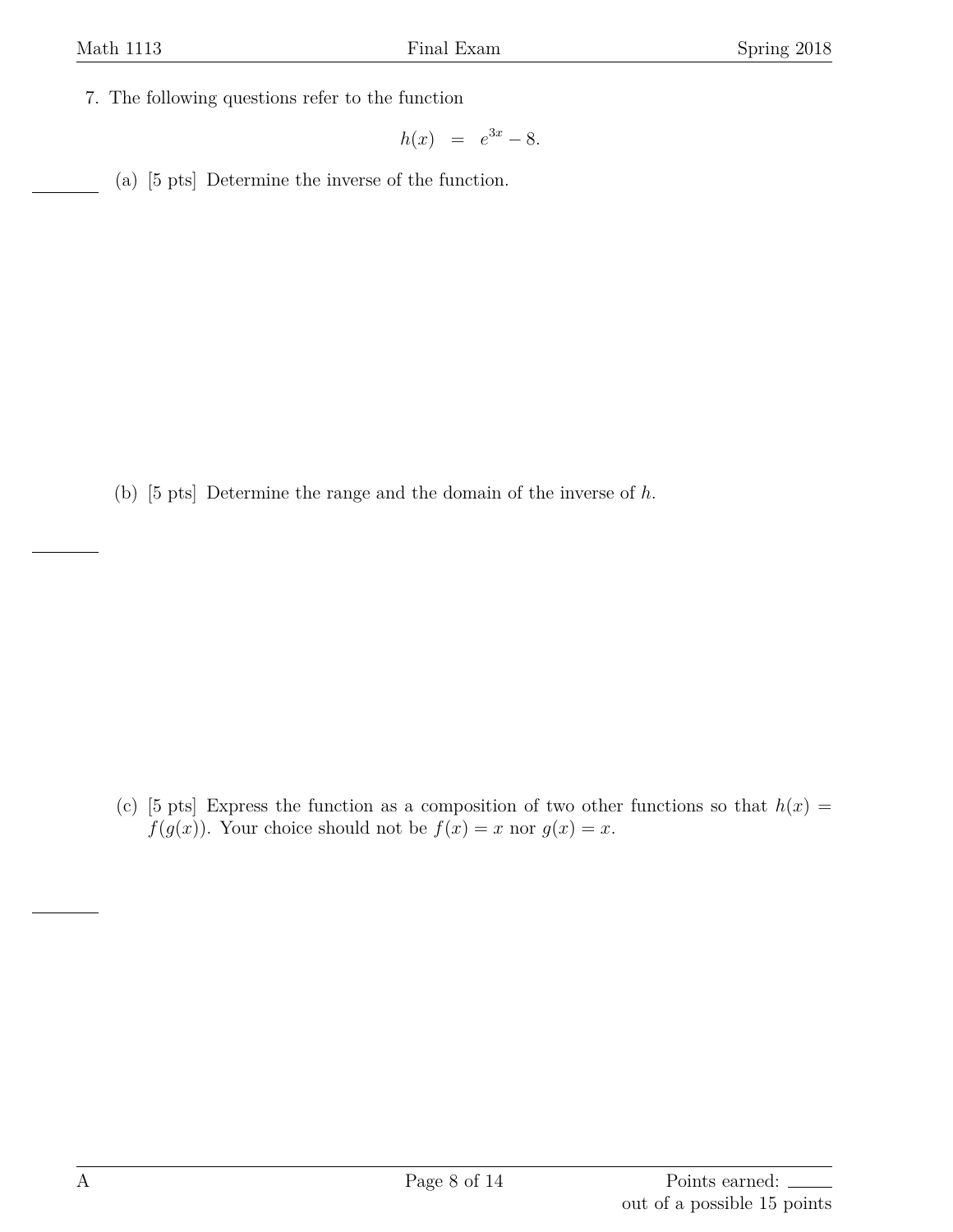7. The following questions refer to the function

$$h(x) \; = \; e^{3x} - 8.$$

(a) [5 pts] Determine the inverse of the function.

(b) [5 pts] Determine the range and the domain of the inverse of $h$.

(c) [5 pts] Express the function as a composition of two other functions so that $h(x) = f(g(x))$. Your choice should not be $f(x) = x$ nor $g(x) = x$.

Points earned: ______
out of a possible 15 points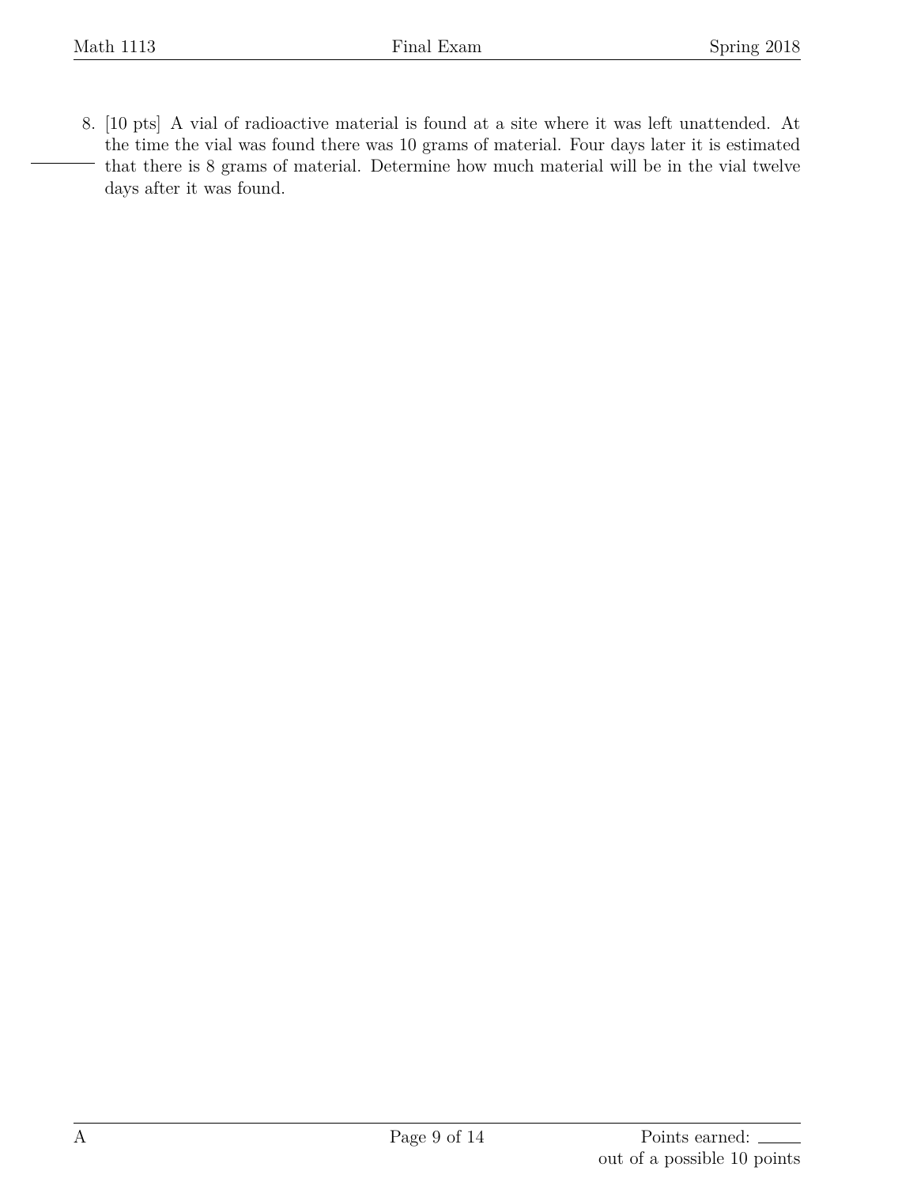8. [10 pts] A vial of radioactive material is found at a site where it was left unattended. At the time the vial was found there was 10 grams of material. Four days later it is estimated that there is 8 grams of material. Determine how much material will be in the vial twelve days after it was found.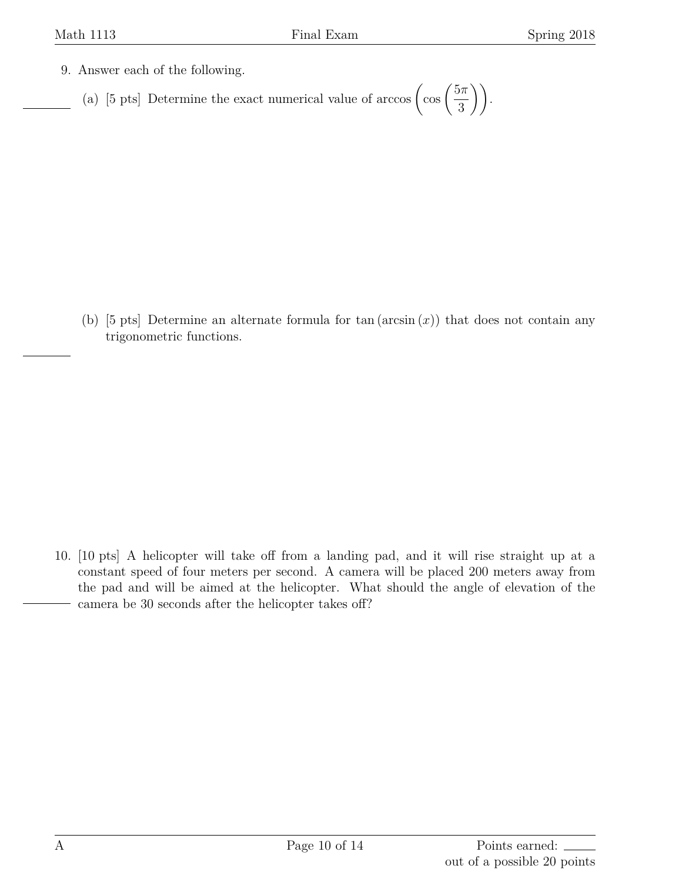9. Answer each of the following.

   (a) [5 pts] Determine the exact numerical value of $\arccos\left(\cos\left(\frac{5\pi}{3}\right)\right)$.

   (b) [5 pts] Determine an alternate formula for $\tan(\arcsin(x))$ that does not contain any trigonometric functions.

10. [10 pts] A helicopter will take off from a landing pad, and it will rise straight up at a constant speed of four meters per second. A camera will be placed 200 meters away from the pad and will be aimed at the helicopter. What should the angle of elevation of the camera be 30 seconds after the helicopter takes off?

Points earned: ____ out of a possible 20 points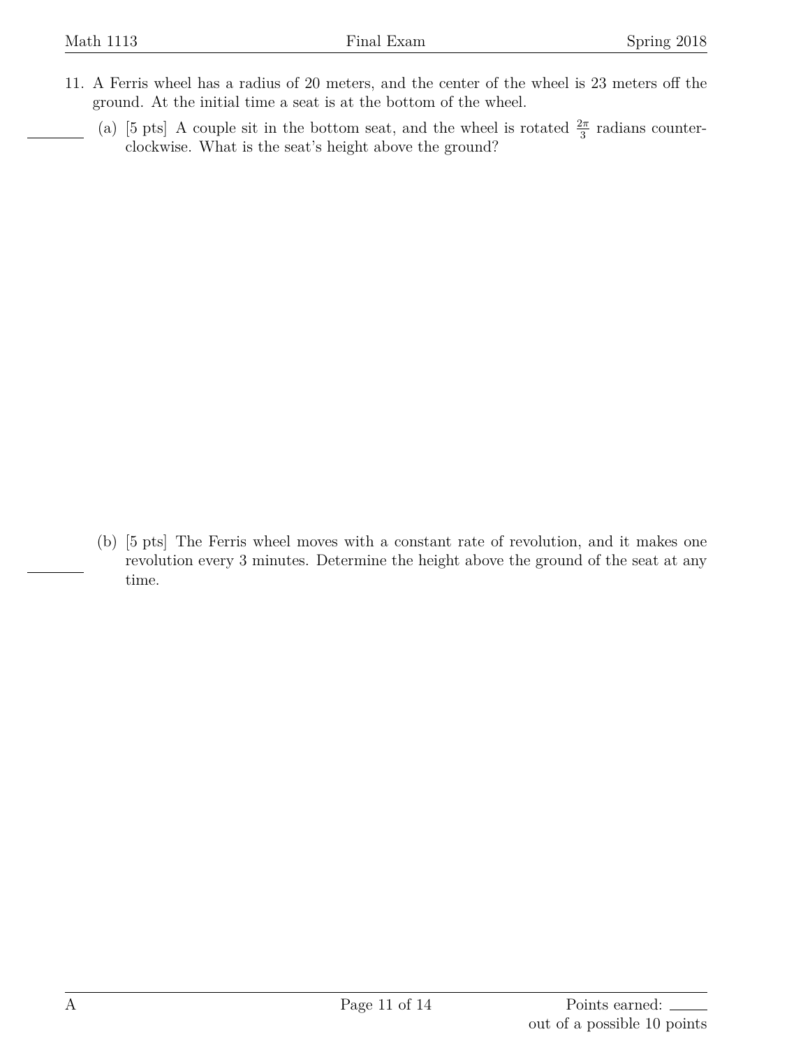11. A Ferris wheel has a radius of 20 meters, and the center of the wheel is 23 meters off the ground. At the initial time a seat is at the bottom of the wheel.

    (a) [5 pts] A couple sit in the bottom seat, and the wheel is rotated $\frac{2\pi}{3}$ radians counter-clockwise. What is the seat's height above the ground?

    (b) [5 pts] The Ferris wheel moves with a constant rate of revolution, and it makes one revolution every 3 minutes. Determine the height above the ground of the seat at any time.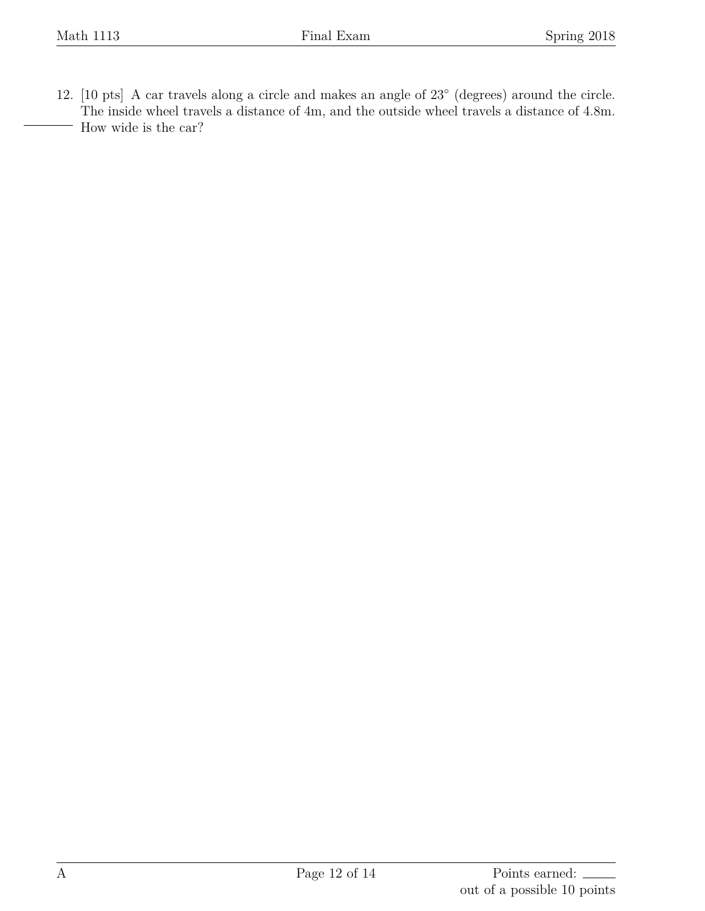12. [10 pts] A car travels along a circle and makes an angle of $23°$ (degrees) around the circle. The inside wheel travels a distance of 4m, and the outside wheel travels a distance of 4.8m. How wide is the car?

Points earned: ______
out of a possible 10 points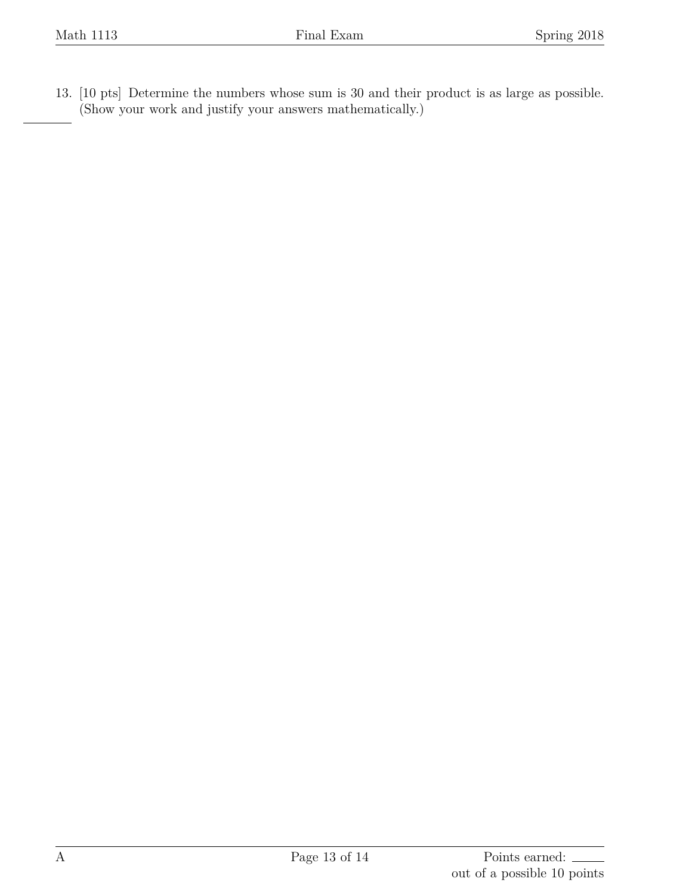13. [10 pts] Determine the numbers whose sum is 30 and their product is as large as possible. (Show your work and justify your answers mathematically.)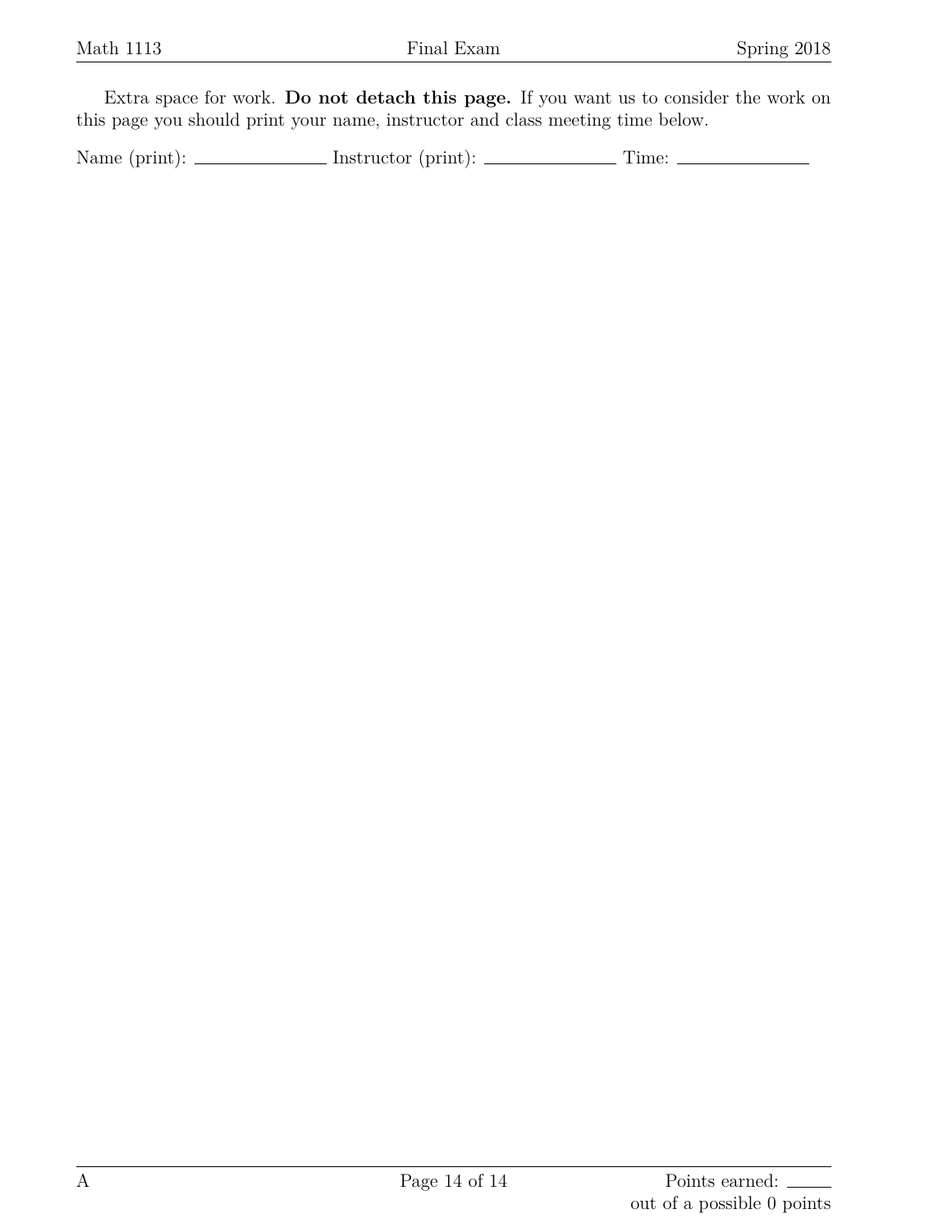Extra space for work. **Do not detach this page.** If you want us to consider the work on this page you should print your name, instructor and class meeting time below.

Name (print): ______________ Instructor (print): ______________ Time: ______________

Points earned: _____
out of a possible 0 points